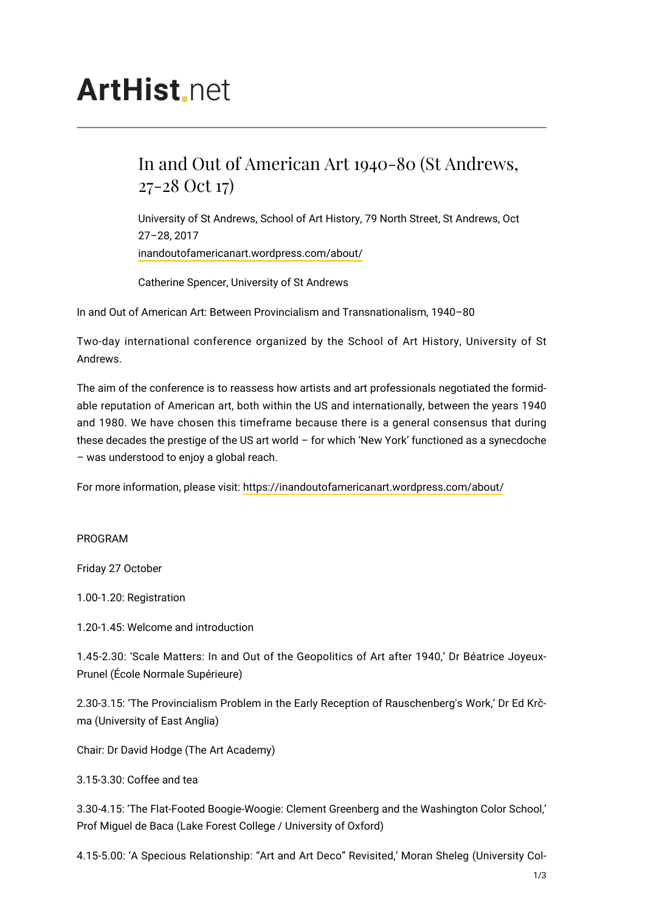# ArtHist.net

## In and Out of American Art 1940-80 (St Andrews, 27-28 Oct 17)

University of St Andrews, School of Art History, 79 North Street, St Andrews, Oct 27–28, 2017
inandoutofamericanart.wordpress.com/about/

Catherine Spencer, University of St Andrews

In and Out of American Art: Between Provincialism and Transnationalism, 1940–80

Two-day international conference organized by the School of Art History, University of St Andrews.

The aim of the conference is to reassess how artists and art professionals negotiated the formidable reputation of American art, both within the US and internationally, between the years 1940 and 1980. We have chosen this timeframe because there is a general consensus that during these decades the prestige of the US art world – for which 'New York' functioned as a synecdoche – was understood to enjoy a global reach.

For more information, please visit: https://inandoutofamericanart.wordpress.com/about/

PROGRAM

Friday 27 October

1.00-1.20: Registration

1.20-1.45: Welcome and introduction

1.45-2.30: 'Scale Matters: In and Out of the Geopolitics of Art after 1940,' Dr Béatrice Joyeux-Prunel (École Normale Supérieure)

2.30-3.15: 'The Provincialism Problem in the Early Reception of Rauschenberg's Work,' Dr Ed Krčma (University of East Anglia)

Chair: Dr David Hodge (The Art Academy)

3.15-3.30: Coffee and tea

3.30-4.15: 'The Flat-Footed Boogie-Woogie: Clement Greenberg and the Washington Color School,' Prof Miguel de Baca (Lake Forest College / University of Oxford)

4.15-5.00: 'A Specious Relationship: "Art and Art Deco" Revisited,' Moran Sheleg (University Col-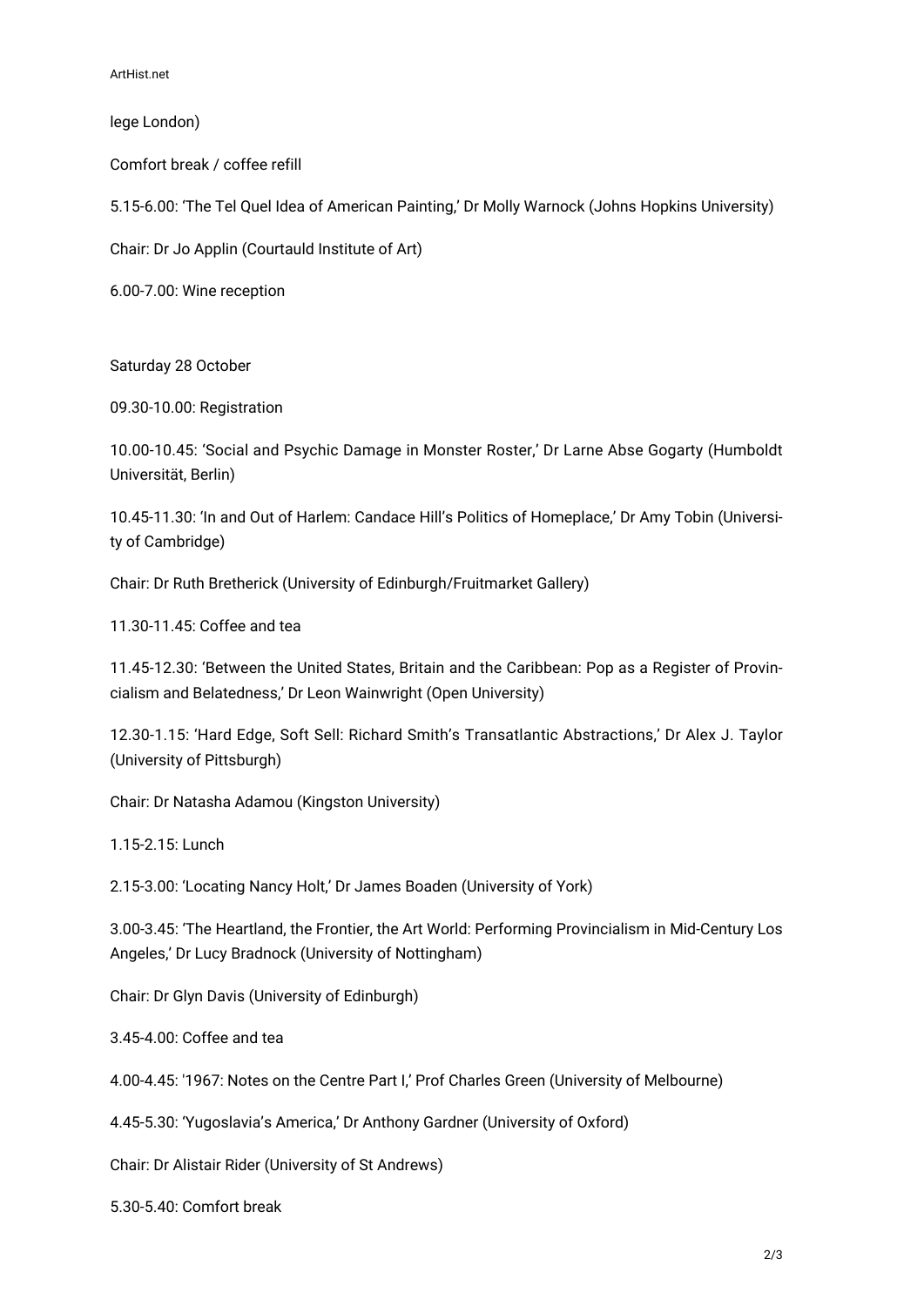lege London)

Comfort break / coffee refill

5.15-6.00: 'The Tel Quel Idea of American Painting,' Dr Molly Warnock (Johns Hopkins University)

Chair: Dr Jo Applin (Courtauld Institute of Art)

6.00-7.00: Wine reception

Saturday 28 October

09.30-10.00: Registration

10.00-10.45: 'Social and Psychic Damage in Monster Roster,' Dr Larne Abse Gogarty (Humboldt Universität, Berlin)

10.45-11.30: 'In and Out of Harlem: Candace Hill's Politics of Homeplace,' Dr Amy Tobin (University of Cambridge)

Chair: Dr Ruth Bretherick (University of Edinburgh/Fruitmarket Gallery)

11.30-11.45: Coffee and tea

11.45-12.30: 'Between the United States, Britain and the Caribbean: Pop as a Register of Provincialism and Belatedness,' Dr Leon Wainwright (Open University)

12.30-1.15: 'Hard Edge, Soft Sell: Richard Smith's Transatlantic Abstractions,' Dr Alex J. Taylor (University of Pittsburgh)

Chair: Dr Natasha Adamou (Kingston University)

1.15-2.15: Lunch

2.15-3.00: 'Locating Nancy Holt,' Dr James Boaden (University of York)

3.00-3.45: 'The Heartland, the Frontier, the Art World: Performing Provincialism in Mid-Century Los Angeles,' Dr Lucy Bradnock (University of Nottingham)

Chair: Dr Glyn Davis (University of Edinburgh)

3.45-4.00: Coffee and tea

4.00-4.45: '1967: Notes on the Centre Part I,' Prof Charles Green (University of Melbourne)

4.45-5.30: 'Yugoslavia's America,' Dr Anthony Gardner (University of Oxford)

Chair: Dr Alistair Rider (University of St Andrews)

5.30-5.40: Comfort break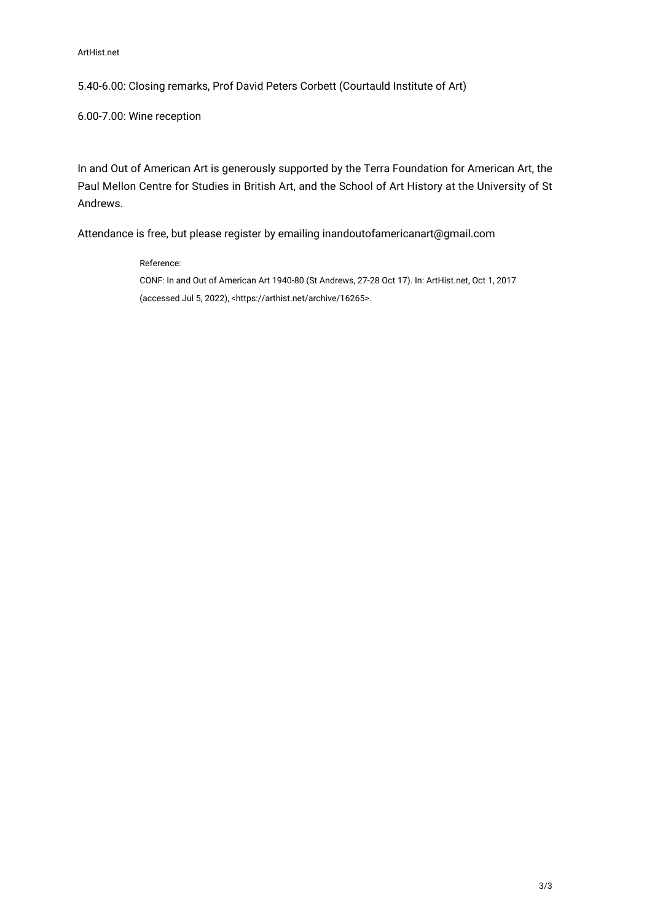5.40-6.00: Closing remarks, Prof David Peters Corbett (Courtauld Institute of Art)

6.00-7.00: Wine reception

In and Out of American Art is generously supported by the Terra Foundation for American Art, the Paul Mellon Centre for Studies in British Art, and the School of Art History at the University of St Andrews.

Attendance is free, but please register by emailing inandoutofamericanart@gmail.com

Reference:

CONF: In and Out of American Art 1940-80 (St Andrews, 27-28 Oct 17). In: ArtHist.net, Oct 1, 2017 (accessed Jul 5, 2022), <https://arthist.net/archive/16265>.